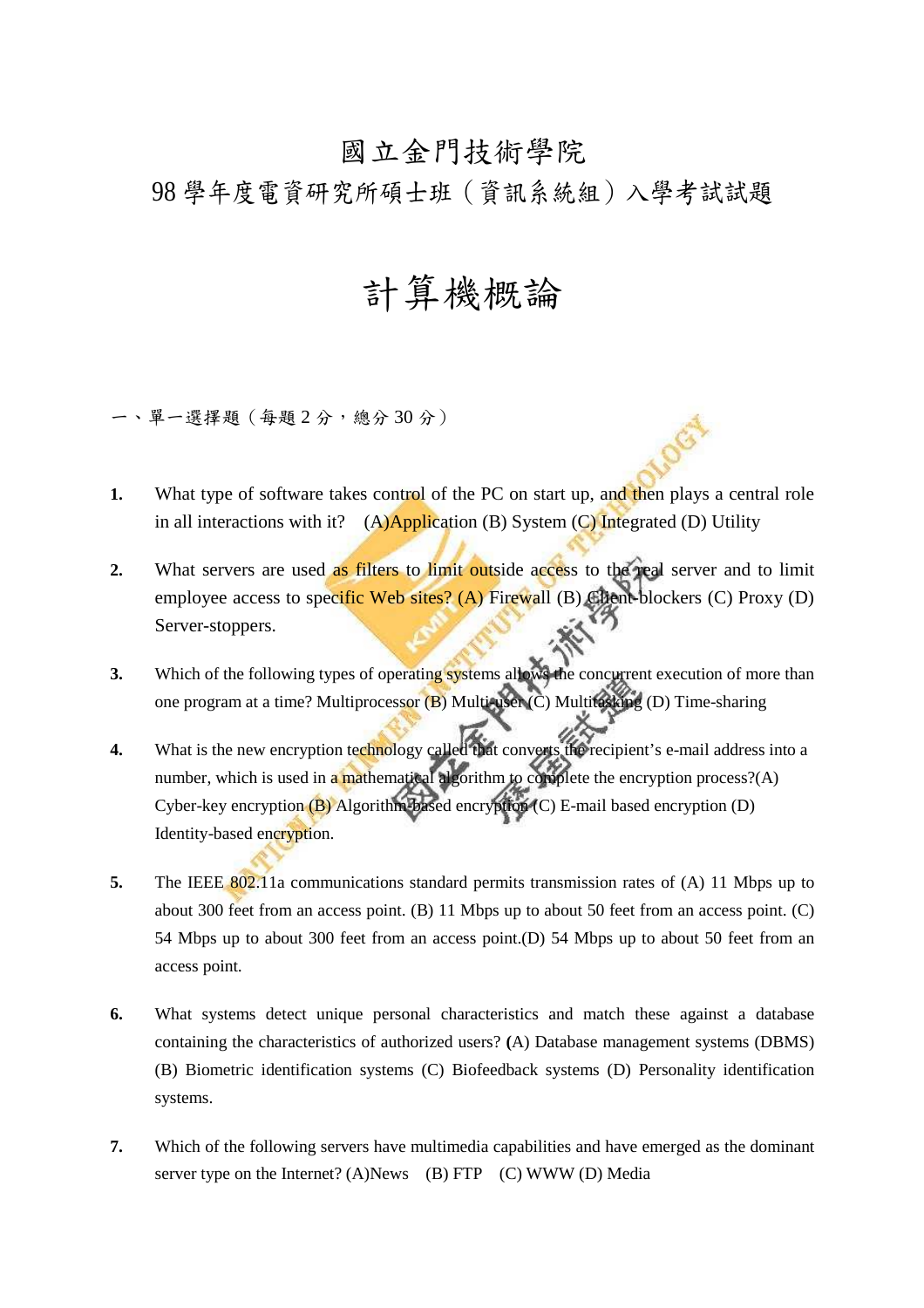# 國立金門技術學院

## 98 學年度電資研究所碩士班（資訊系統組）入學考試試題

# 計算機概論

一、單一選擇題（每題 2 分，總分 30 分）

1. What type of software takes control of the PC on start up, and then plays a central role in all interactions with it? (A)Application (B) System (C) Integrated (D) Utility

2. What servers are used as filters to limit outside access to the real server and to limit employee access to specific Web sites? (A) Firewall (B) Client-blockers (C) Proxy (D) Server-stoppers.

3. Which of the following types of operating systems allows the concurrent execution of more than one program at a time? Multiprocessor (B) Multi-user (C) Multitasking (D) Time-sharing

4. What is the new encryption technology called that converts the recipient's e-mail address into a number, which is used in a mathematical algorithm to complete the encryption process?(A) Cyber-key encryption (B) Algorithm-based encryption (C) E-mail based encryption (D) Identity-based encryption.

5. The IEEE 802.11a communications standard permits transmission rates of (A) 11 Mbps up to about 300 feet from an access point. (B) 11 Mbps up to about 50 feet from an access point. (C) 54 Mbps up to about 300 feet from an access point.(D) 54 Mbps up to about 50 feet from an access point.

6. What systems detect unique personal characteristics and match these against a database containing the characteristics of authorized users? (A) Database management systems (DBMS) (B) Biometric identification systems (C) Biofeedback systems (D) Personality identification systems.

7. Which of the following servers have multimedia capabilities and have emerged as the dominant server type on the Internet? (A)News (B) FTP (C) WWW (D) Media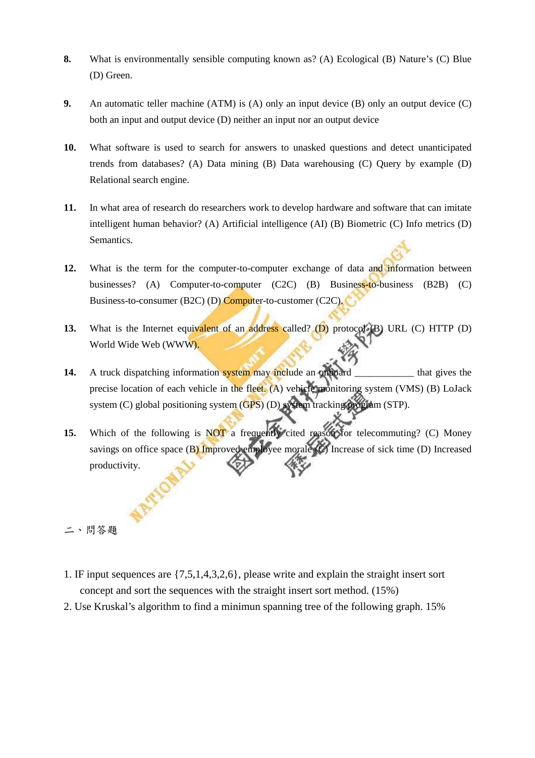8. What is environmentally sensible computing known as? (A) Ecological (B) Nature's (C) Blue (D) Green.

9. An automatic teller machine (ATM) is (A) only an input device (B) only an output device (C) both an input and output device (D) neither an input nor an output device

10. What software is used to search for answers to unasked questions and detect unanticipated trends from databases? (A) Data mining (B) Data warehousing (C) Query by example (D) Relational search engine.

11. In what area of research do researchers work to develop hardware and software that can imitate intelligent human behavior? (A) Artificial intelligence (AI) (B) Biometric (C) Info metrics (D) Semantics.

12. What is the term for the computer-to-computer exchange of data and information between businesses? (A) Computer-to-computer (C2C) (B) Business-to-business (B2B) (C) Business-to-consumer (B2C) (D) Computer-to-customer (C2C).

13. What is the Internet equivalent of an address called? (D) protocol (B) URL (C) HTTP (D) World Wide Web (WWW).

14. A truck dispatching information system may include an onboard ___________ that gives the precise location of each vehicle in the fleet. (A) vehicle monitoring system (VMS) (B) LoJack system (C) global positioning system (GPS) (D) system tracking program (STP).

15. Which of the following is NOT a frequently cited reason for telecommuting? (C) Money savings on office space (B) Improved employee morale (C) Increase of sick time (D) Increased productivity.

二、問答題

1. IF input sequences are {7,5,1,4,3,2,6}, please write and explain the straight insert sort concept and sort the sequences with the straight insert sort method. (15%)
2. Use Kruskal's algorithm to find a minimun spanning tree of the following graph. 15%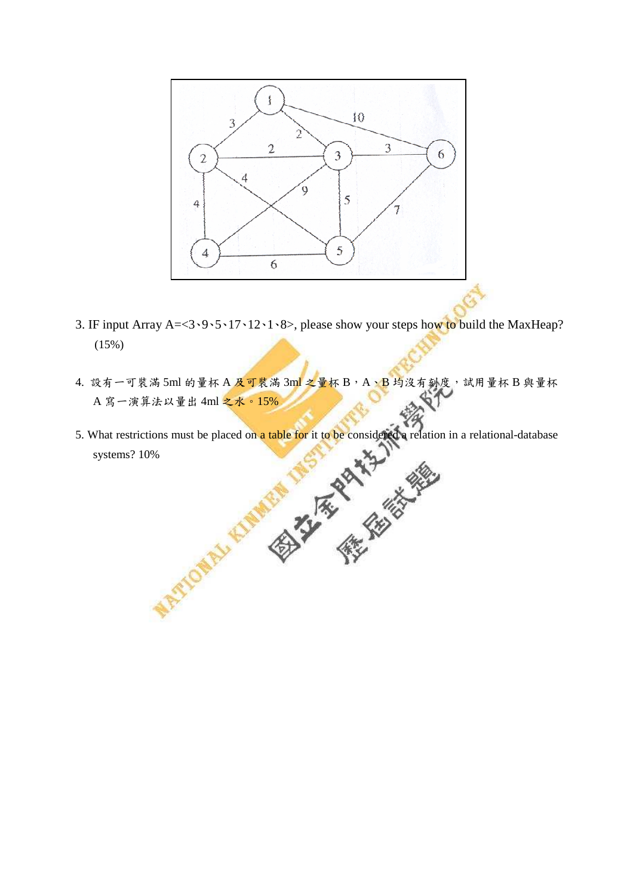3. IF input Array A=<3、9、5、17、12、1、8>, please show your steps how to build the MaxHeap? (15%)

4. 設有一可裝滿 5ml 的量杯 A 及可裝滿 3ml 之量杯 B，A、B 均沒有刻度，試用量杯 B 與量杯 A 寫一演算法以量出 4ml 之水。15%

5. What restrictions must be placed on a table for it to be considered a relation in a relational-database systems? 10%